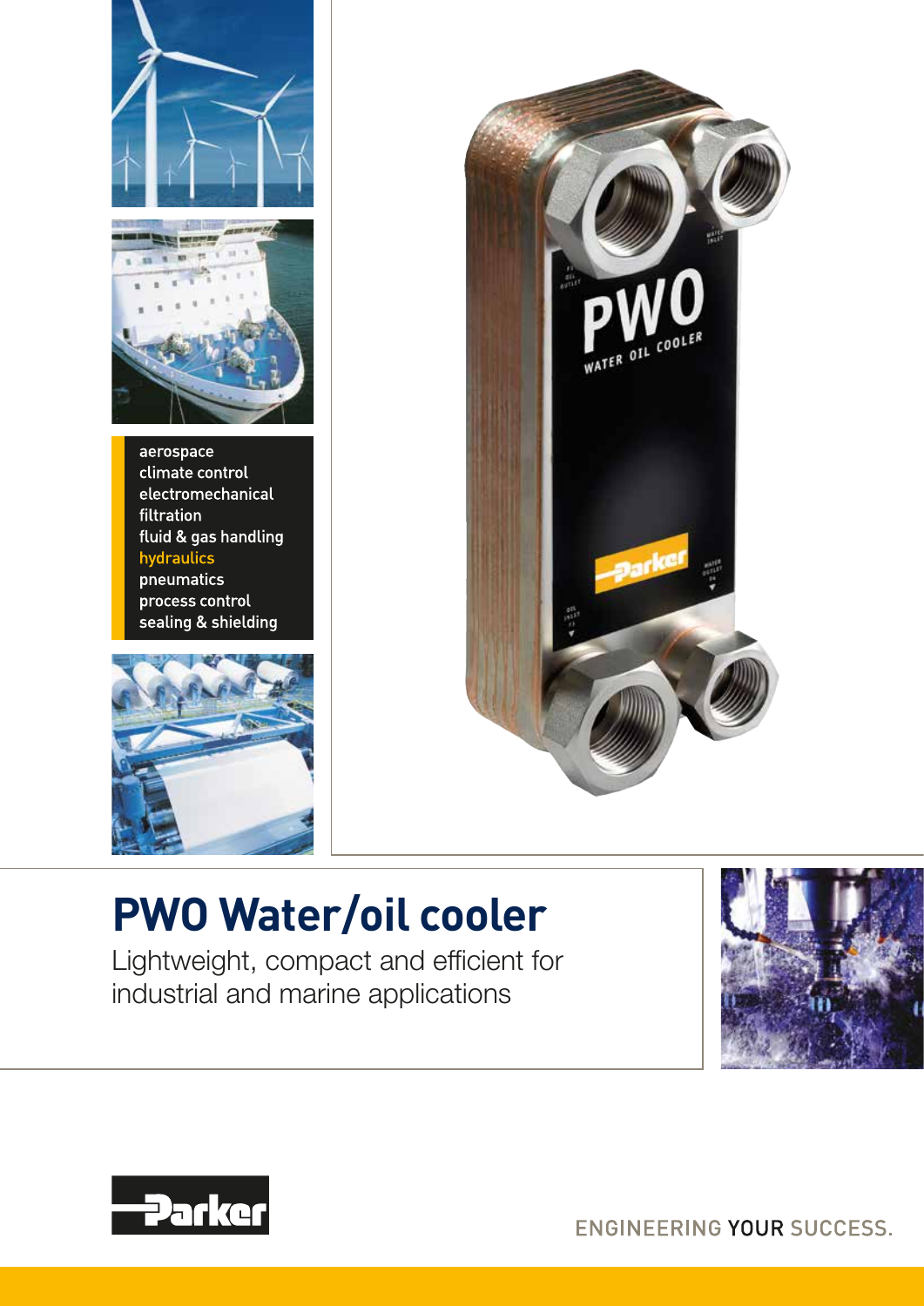aerospace
climate control
electromechanical
filtration
fluid & gas handling
hydraulics
pneumatics
process control
sealing & shielding

# PWO Water/oil cooler

Lightweight, compact and efficient for industrial and marine applications

ENGINEERING YOUR SUCCESS.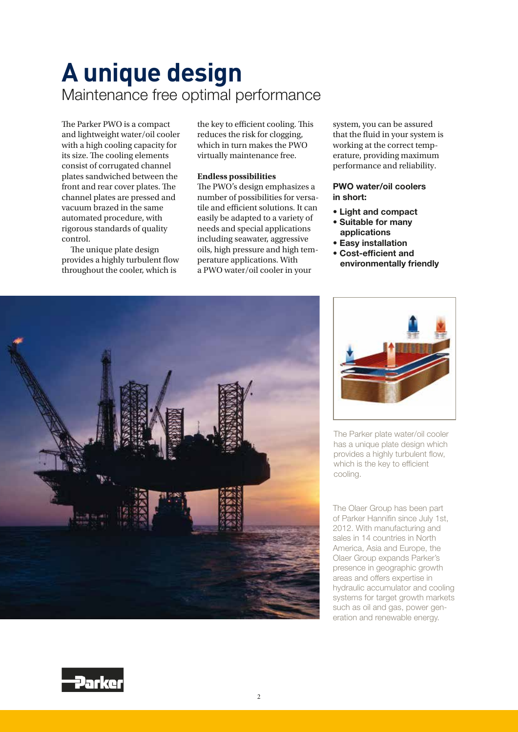# A unique design

## Maintenance free optimal performance

The Parker PWO is a compact and lightweight water/oil cooler with a high cooling capacity for its size. The cooling elements consist of corrugated channel plates sandwiched between the front and rear cover plates. The channel plates are pressed and vacuum brazed in the same automated procedure, with rigorous standards of quality control.

The unique plate design provides a highly turbulent flow throughout the cooler, which is the key to efficient cooling. This reduces the risk for clogging, which in turn makes the PWO virtually maintenance free.

**Endless possibilities**

The PWO's design emphasizes a number of possibilities for versatile and efficient solutions. It can easily be adapted to a variety of needs and special applications including seawater, aggressive oils, high pressure and high temperature applications. With a PWO water/oil cooler in your system, you can be assured that the fluid in your system is working at the correct temperature, providing maximum performance and reliability.

**PWO water/oil coolers in short:**

- **Light and compact**
- **Suitable for many applications**
- **Easy installation**
- **Cost-efficient and environmentally friendly**

The Parker plate water/oil cooler has a unique plate design which provides a highly turbulent flow, which is the key to efficient cooling.

The Olaer Group has been part of Parker Hannifin since July 1st, 2012. With manufacturing and sales in 14 countries in North America, Asia and Europe, the Olaer Group expands Parker's presence in geographic growth areas and offers expertise in hydraulic accumulator and cooling systems for target growth markets such as oil and gas, power generation and renewable energy.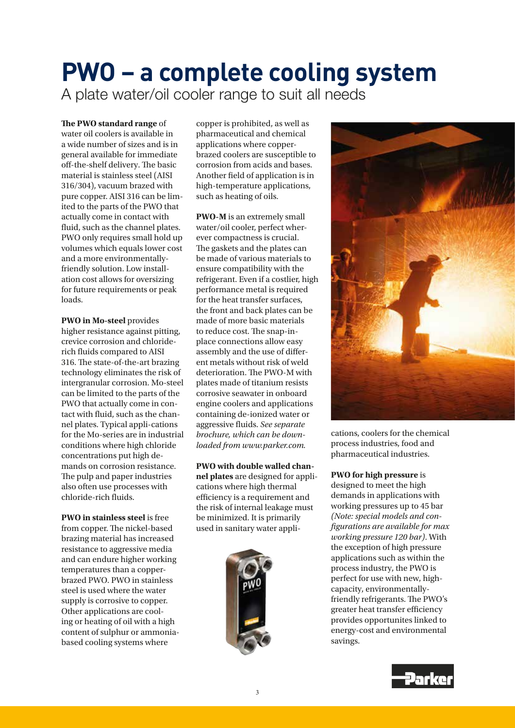# PWO – a complete cooling system

A plate water/oil cooler range to suit all needs

**The PWO standard range** of water oil coolers is available in a wide number of sizes and is in general available for immediate off-the-shelf delivery. The basic material is stainless steel (AISI 316/304), vacuum brazed with pure copper. AISI 316 can be limited to the parts of the PWO that actually come in contact with fluid, such as the channel plates. PWO only requires small hold up volumes which equals lower cost and a more environmentally-friendly solution. Low installation cost allows for oversizing for future requirements or peak loads.

**PWO in Mo-steel** provides higher resistance against pitting, crevice corrosion and chloride-rich fluids compared to AISI 316. The state-of-the-art brazing technology eliminates the risk of intergranular corrosion. Mo-steel can be limited to the parts of the PWO that actually come in contact with fluid, such as the channel plates. Typical applications for the Mo-series are in industrial conditions where high chloride concentrations put high demands on corrosion resistance. The pulp and paper industries also often use processes with chloride-rich fluids.

**PWO in stainless steel** is free from copper. The nickel-based brazing material has increased resistance to aggressive media and can endure higher working temperatures than a copper-brazed PWO. PWO in stainless steel is used where the water supply is corrosive to copper. Other applications are cooling or heating of oil with a high content of sulphur or ammonia-based cooling systems where copper is prohibited, as well as pharmaceutical and chemical applications where copper-brazed coolers are susceptible to corrosion from acids and bases. Another field of application is in high-temperature applications, such as heating of oils.

**PWO-M** is an extremely small water/oil cooler, perfect wherever compactness is crucial. The gaskets and the plates can be made of various materials to ensure compatibility with the refrigerant. Even if a costlier, high performance metal is required for the heat transfer surfaces, the front and back plates can be made of more basic materials to reduce cost. The snap-in-place connections allow easy assembly and the use of different metals without risk of weld deterioration. The PWO-M with plates made of titanium resists corrosive seawater in onboard engine coolers and applications containing de-ionized water or aggressive fluids. *See separate brochure, which can be downloaded from www.parker.com.*

**PWO with double walled channel plates** are designed for applications where high thermal efficiency is a requirement and the risk of internal leakage must be minimized. It is primarily used in sanitary water applications, coolers for the chemical process industries, food and pharmaceutical industries.

**PWO for high pressure** is designed to meet the high demands in applications with working pressures up to 45 bar *(Note: special models and configurations are available for max working pressure 120 bar)*. With the exception of high pressure applications such as within the process industry, the PWO is perfect for use with new, high-capacity, environmentally-friendly refrigerants. The PWO's greater heat transfer efficiency provides opportunites linked to energy-cost and environmental savings.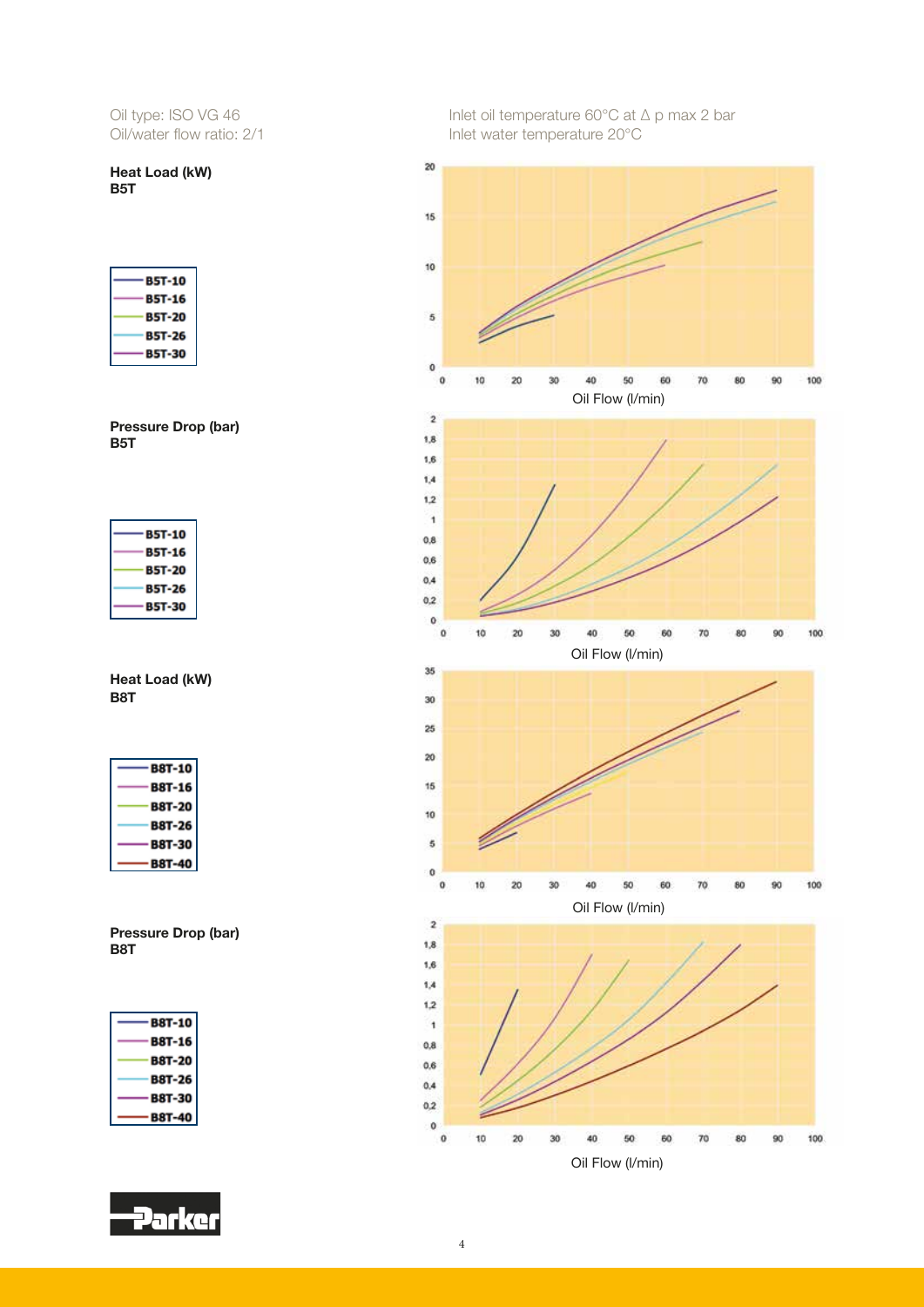Oil type: ISO VG 46
Oil/water flow ratio: 2/1

Inlet oil temperature 60°C at Δ p max 2 bar
Inlet water temperature 20°C

**Heat Load (kW)**
**B5T**

- B5T-10
- B5T-16
- B5T-20
- B5T-26
- B5T-30

Oil Flow (l/min)

**Pressure Drop (bar)**
**B5T**

- B5T-10
- B5T-16
- B5T-20
- B5T-26
- B5T-30

Oil Flow (l/min)

**Heat Load (kW)**
**B8T**

- B8T-10
- B8T-16
- B8T-20
- B8T-26
- B8T-30
- B8T-40

Oil Flow (l/min)

**Pressure Drop (bar)**
**B8T**

- B8T-10
- B8T-16
- B8T-20
- B8T-26
- B8T-30
- B8T-40

Oil Flow (l/min)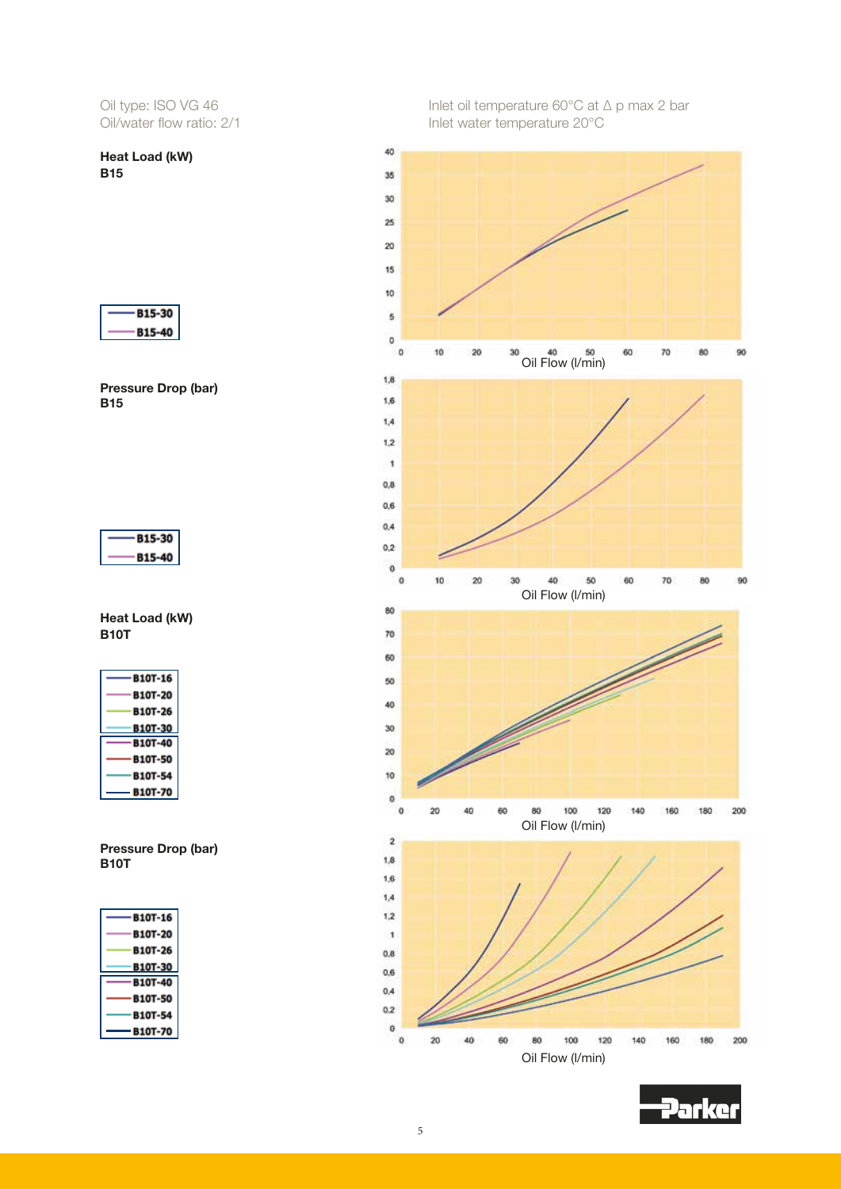Oil type: ISO VG 46
Oil/water flow ratio: 2/1

Inlet oil temperature 60°C at Δ p max 2 bar
Inlet water temperature 20°C

**Heat Load (kW)**
**B15**

- B15-30
- B15-40

Oil Flow (l/min)

**Pressure Drop (bar)**
**B15**

- B15-30
- B15-40

Oil Flow (l/min)

**Heat Load (kW)**
**B10T**

- B10T-16
- B10T-20
- B10T-26
- B10T-30
- B10T-40
- B10T-50
- B10T-54
- B10T-70

Oil Flow (l/min)

**Pressure Drop (bar)**
**B10T**

- B10T-16
- B10T-20
- B10T-26
- B10T-30
- B10T-40
- B10T-50
- B10T-54
- B10T-70

Oil Flow (l/min)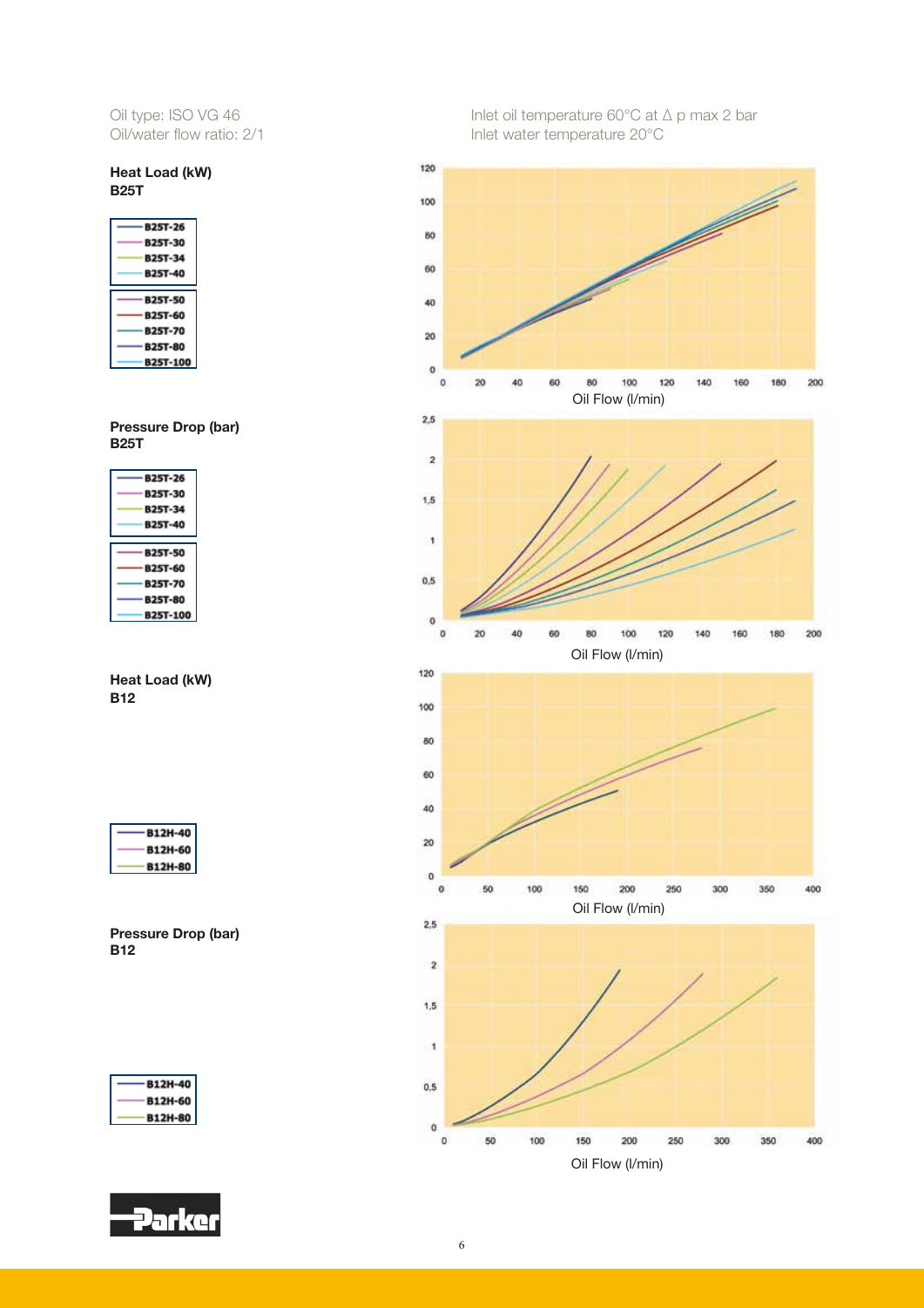Oil type: ISO VG 46
Oil/water flow ratio: 2/1

Inlet oil temperature 60°C at Δ p max 2 bar
Inlet water temperature 20°C

**Heat Load (kW)**
**B25T**

- B25T-26
- B25T-30
- B25T-34
- B25T-40
- B25T-50
- B25T-60
- B25T-70
- B25T-80
- B25T-100

Oil Flow (l/min)

**Pressure Drop (bar)**
**B25T**

- B25T-26
- B25T-30
- B25T-34
- B25T-40
- B25T-50
- B25T-60
- B25T-70
- B25T-80
- B25T-100

Oil Flow (l/min)

**Heat Load (kW)**
**B12**

- B12H-40
- B12H-60
- B12H-80

Oil Flow (l/min)

**Pressure Drop (bar)**
**B12**

- B12H-40
- B12H-60
- B12H-80

Oil Flow (l/min)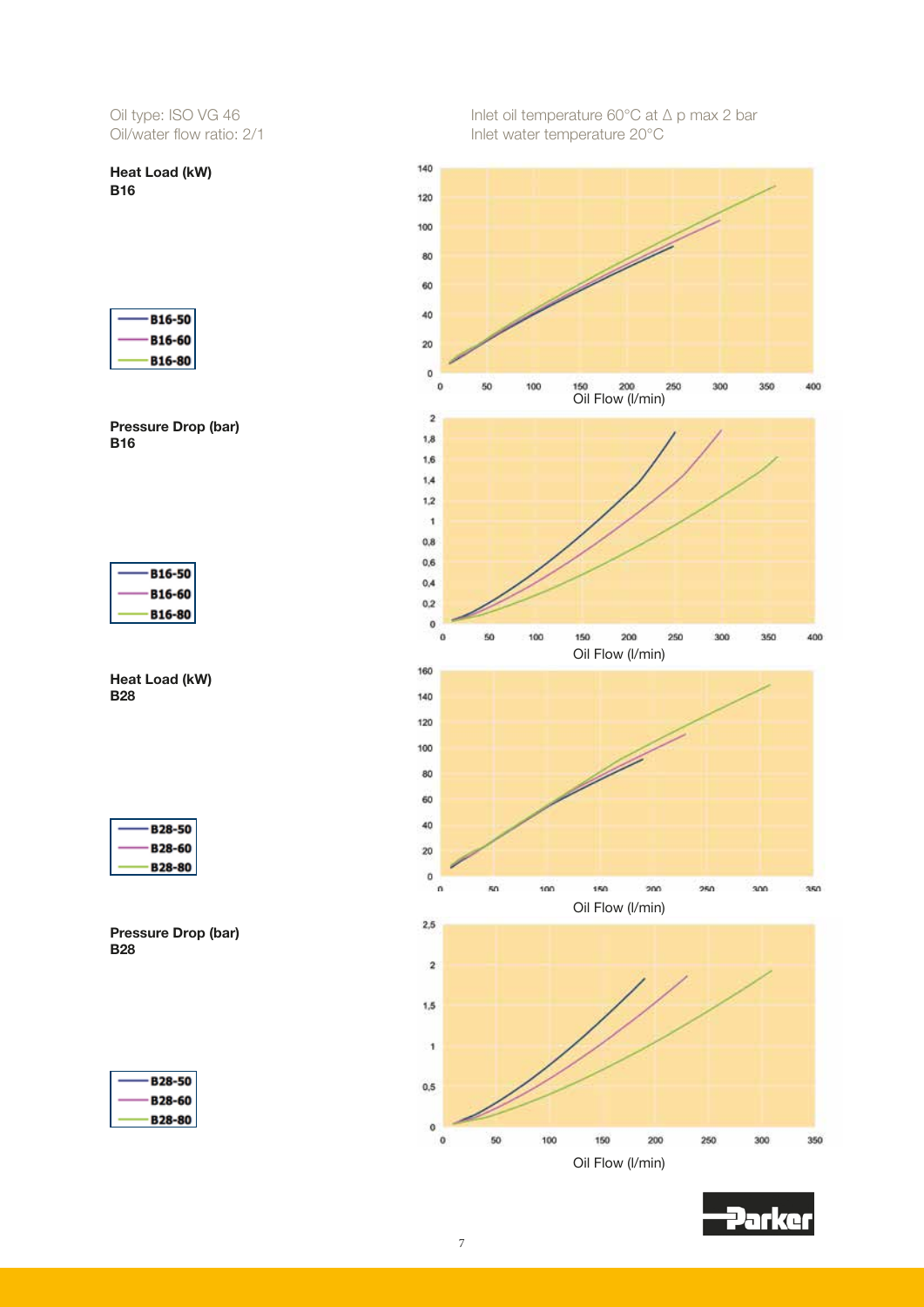Oil type: ISO VG 46
Oil/water flow ratio: 2/1

Inlet oil temperature 60°C at Δ p max 2 bar
Inlet water temperature 20°C

**Heat Load (kW)**
**B16**

- B16-50
- B16-60
- B16-80

Oil Flow (l/min)

**Pressure Drop (bar)**
**B16**

- B16-50
- B16-60
- B16-80

Oil Flow (l/min)

**Heat Load (kW)**
**B28**

- B28-50
- B28-60
- B28-80

Oil Flow (l/min)

**Pressure Drop (bar)**
**B28**

- B28-50
- B28-60
- B28-80

Oil Flow (l/min)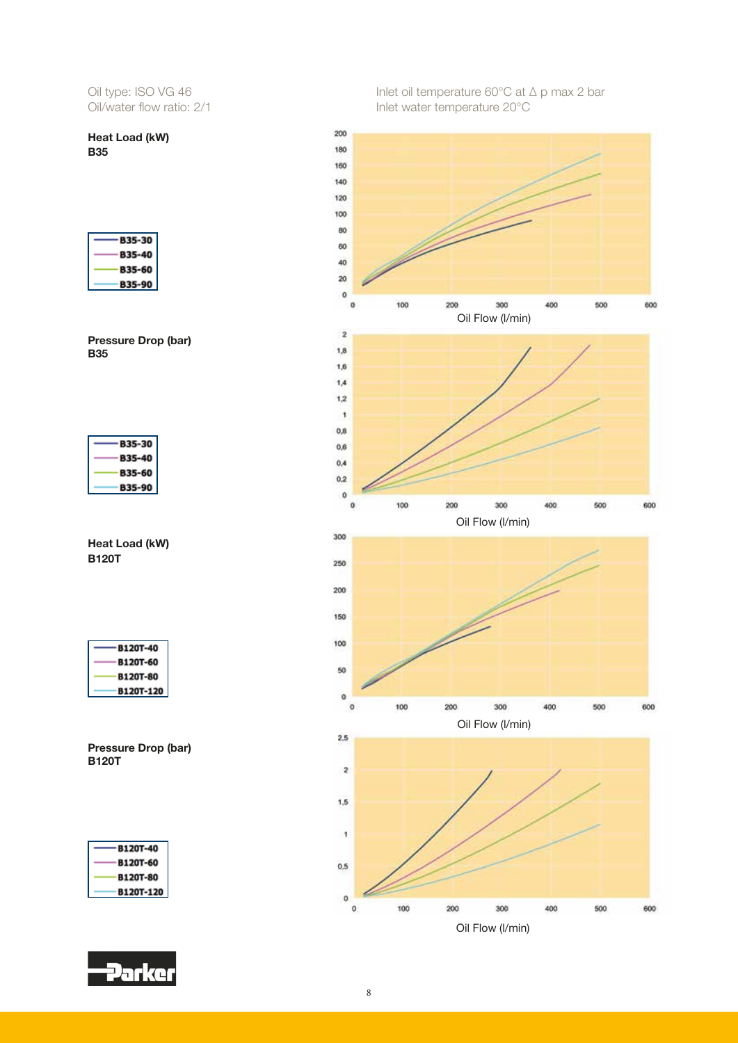Oil type: ISO VG 46
Oil/water flow ratio: 2/1

Inlet oil temperature 60°C at Δ p max 2 bar
Inlet water temperature 20°C

**Heat Load (kW)**
**B35**

- B35-30
- B35-40
- B35-60
- B35-90

Oil Flow (l/min)

**Pressure Drop (bar)**
**B35**

- B35-30
- B35-40
- B35-60
- B35-90

Oil Flow (l/min)

**Heat Load (kW)**
**B120T**

- B120T-40
- B120T-60
- B120T-80
- B120T-120

Oil Flow (l/min)

**Pressure Drop (bar)**
**B120T**

- B120T-40
- B120T-60
- B120T-80
- B120T-120

Oil Flow (l/min)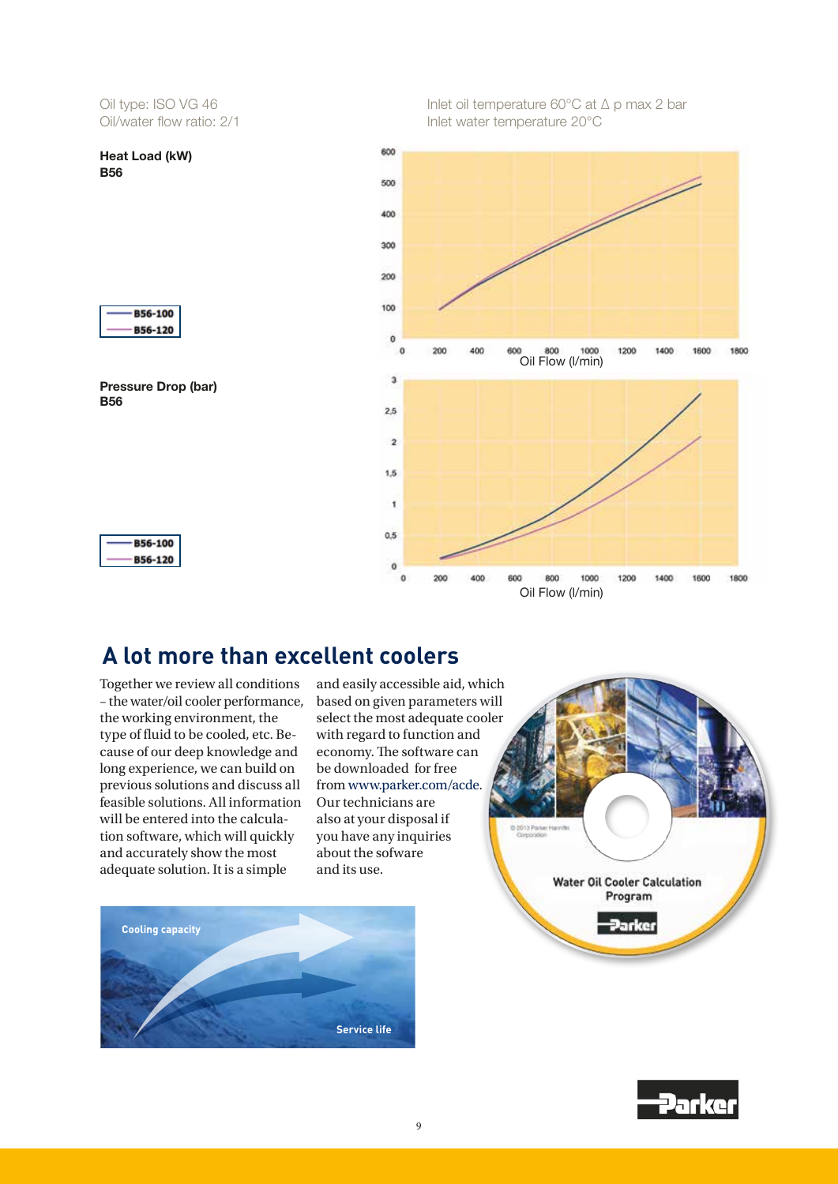Oil type: ISO VG 46
Oil/water flow ratio: 2/1

Inlet oil temperature 60°C at Δ p max 2 bar
Inlet water temperature 20°C

**Heat Load (kW)**
**B56**

B56-100
B56-120

Oil Flow (l/min)

**Pressure Drop (bar)**
**B56**

B56-100
B56-120

Oil Flow (l/min)

## A lot more than excellent coolers

Together we review all conditions – the water/oil cooler performance, the working environment, the type of fluid to be cooled, etc. Because of our deep knowledge and long experience, we can build on previous solutions and discuss all feasible solutions. All information will be entered into the calculation software, which will quickly and accurately show the most adequate solution. It is a simple and easily accessible aid, which based on given parameters will select the most adequate cooler with regard to function and economy. The software can be downloaded for free from www.parker.com/acde. Our technicians are also at your disposal if you have any inquiries about the sofware and its use.

Cooling capacity

Service life

Water Oil Cooler Calculation Program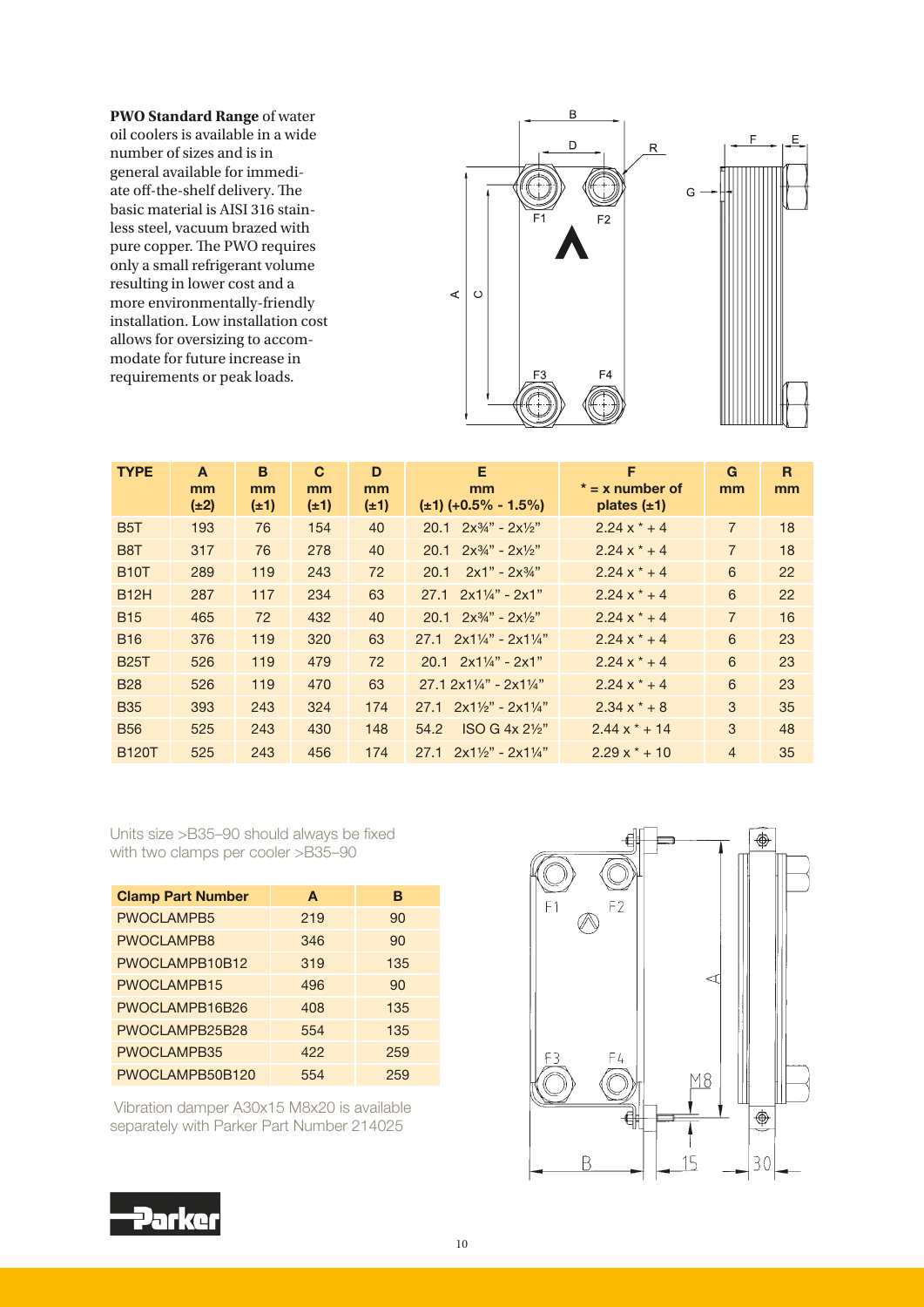**PWO Standard Range** of water oil coolers is available in a wide number of sizes and is in general available for immediate off-the-shelf delivery. The basic material is AISI 316 stainless steel, vacuum brazed with pure copper. The PWO requires only a small refrigerant volume resulting in lower cost and a more environmentally-friendly installation. Low installation cost allows for oversizing to accommodate for future increase in requirements or peak loads.

| TYPE | A mm (±2) | B mm (±1) | C mm (±1) | D mm (±1) | E mm (±1) (+0.5% - 1.5%) | F * = x number of plates (±1) | G mm | R mm |
|---|---|---|---|---|---|---|---|---|
| B5T | 193 | 76 | 154 | 40 | 20.1 2x¾" - 2x½" | 2.24 x * + 4 | 7 | 18 |
| B8T | 317 | 76 | 278 | 40 | 20.1 2x¾" - 2x½" | 2.24 x * + 4 | 7 | 18 |
| B10T | 289 | 119 | 243 | 72 | 20.1 2x1" - 2x¾" | 2.24 x * + 4 | 6 | 22 |
| B12H | 287 | 117 | 234 | 63 | 27.1 2x1¼" - 2x1" | 2.24 x * + 4 | 6 | 22 |
| B15 | 465 | 72 | 432 | 40 | 20.1 2x¾" - 2x½" | 2.24 x * + 4 | 7 | 16 |
| B16 | 376 | 119 | 320 | 63 | 27.1 2x1¼" - 2x1¼" | 2.24 x * + 4 | 6 | 23 |
| B25T | 526 | 119 | 479 | 72 | 20.1 2x1¼" - 2x1" | 2.24 x * + 4 | 6 | 23 |
| B28 | 526 | 119 | 470 | 63 | 27.1 2x1¼" - 2x1¼" | 2.24 x * + 4 | 6 | 23 |
| B35 | 393 | 243 | 324 | 174 | 27.1 2x1½" - 2x1¼" | 2.34 x * + 8 | 3 | 35 |
| B56 | 525 | 243 | 430 | 148 | 54.2 ISO G 4x 2½" | 2.44 x * + 14 | 3 | 48 |
| B120T | 525 | 243 | 456 | 174 | 27.1 2x1½" - 2x1¼" | 2.29 x * + 10 | 4 | 35 |

Units size >B35–90 should always be fixed with two clamps per cooler >B35–90

| Clamp Part Number | A | B |
|---|---|---|
| PWOCLAMPB5 | 219 | 90 |
| PWOCLAMPB8 | 346 | 90 |
| PWOCLAMPB10B12 | 319 | 135 |
| PWOCLAMPB15 | 496 | 90 |
| PWOCLAMPB16B26 | 408 | 135 |
| PWOCLAMPB25B28 | 554 | 135 |
| PWOCLAMPB35 | 422 | 259 |
| PWOCLAMPB50B120 | 554 | 259 |

Vibration damper A30x15 M8x20 is available separately with Parker Part Number 214025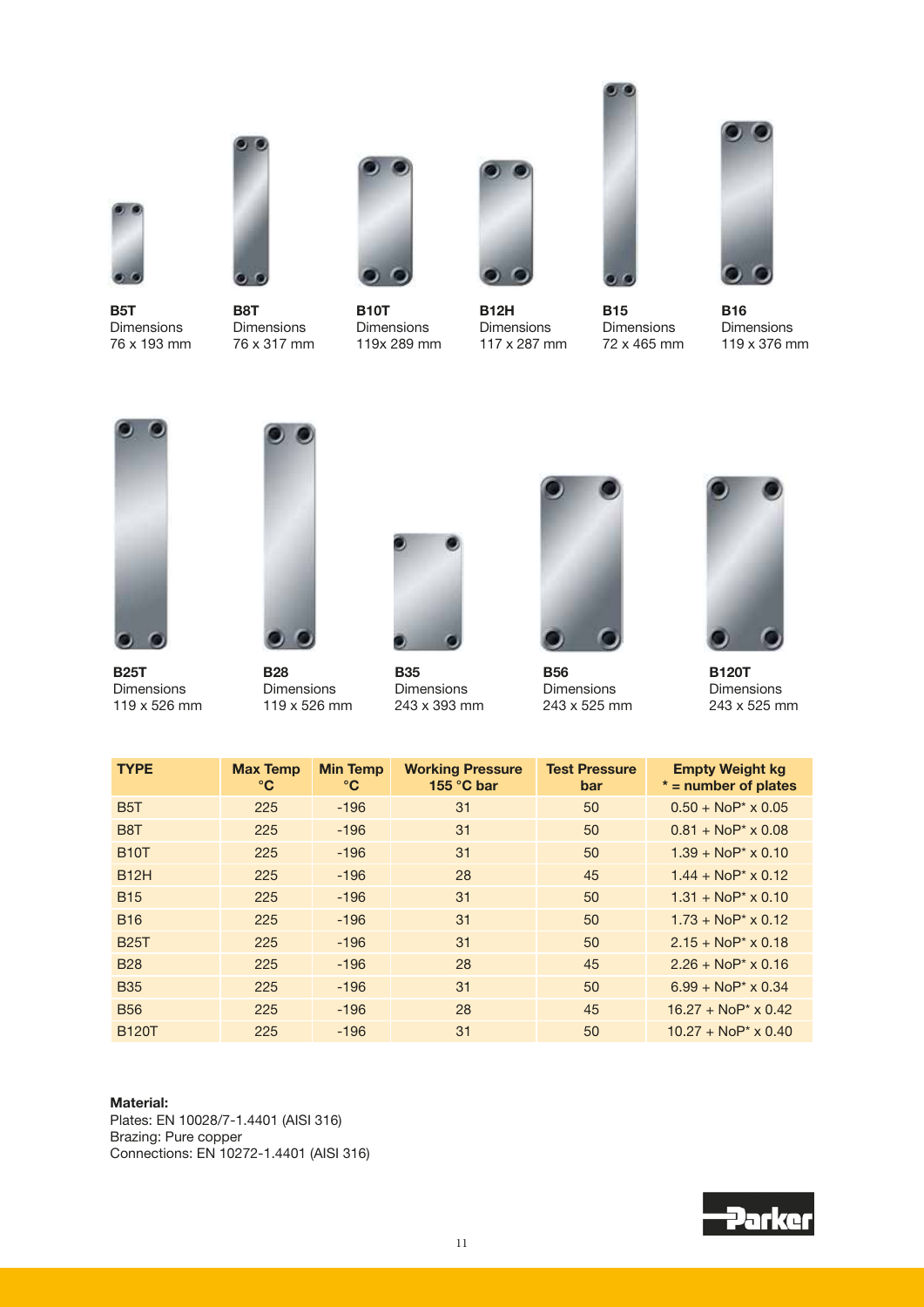**B5T**
Dimensions
76 x 193 mm

**B8T**
Dimensions
76 x 317 mm

**B10T**
Dimensions
119x 289 mm

**B12H**
Dimensions
117 x 287 mm

**B15**
Dimensions
72 x 465 mm

**B16**
Dimensions
119 x 376 mm

**B25T**
Dimensions
119 x 526 mm

**B28**
Dimensions
119 x 526 mm

**B35**
Dimensions
243 x 393 mm

**B56**
Dimensions
243 x 525 mm

**B120T**
Dimensions
243 x 525 mm

| TYPE | Max Temp °C | Min Temp °C | Working Pressure 155 °C bar | Test Pressure bar | Empty Weight kg * = number of plates |
|---|---|---|---|---|---|
| B5T | 225 | -196 | 31 | 50 | 0.50 + NoP* x 0.05 |
| B8T | 225 | -196 | 31 | 50 | 0.81 + NoP* x 0.08 |
| B10T | 225 | -196 | 31 | 50 | 1.39 + NoP* x 0.10 |
| B12H | 225 | -196 | 28 | 45 | 1.44 + NoP* x 0.12 |
| B15 | 225 | -196 | 31 | 50 | 1.31 + NoP* x 0.10 |
| B16 | 225 | -196 | 31 | 50 | 1.73 + NoP* x 0.12 |
| B25T | 225 | -196 | 31 | 50 | 2.15 + NoP* x 0.18 |
| B28 | 225 | -196 | 28 | 45 | 2.26 + NoP* x 0.16 |
| B35 | 225 | -196 | 31 | 50 | 6.99 + NoP* x 0.34 |
| B56 | 225 | -196 | 28 | 45 | 16.27 + NoP* x 0.42 |
| B120T | 225 | -196 | 31 | 50 | 10.27 + NoP* x 0.40 |

**Material:**
Plates: EN 10028/7-1.4401 (AISI 316)
Brazing: Pure copper
Connections: EN 10272-1.4401 (AISI 316)

Parker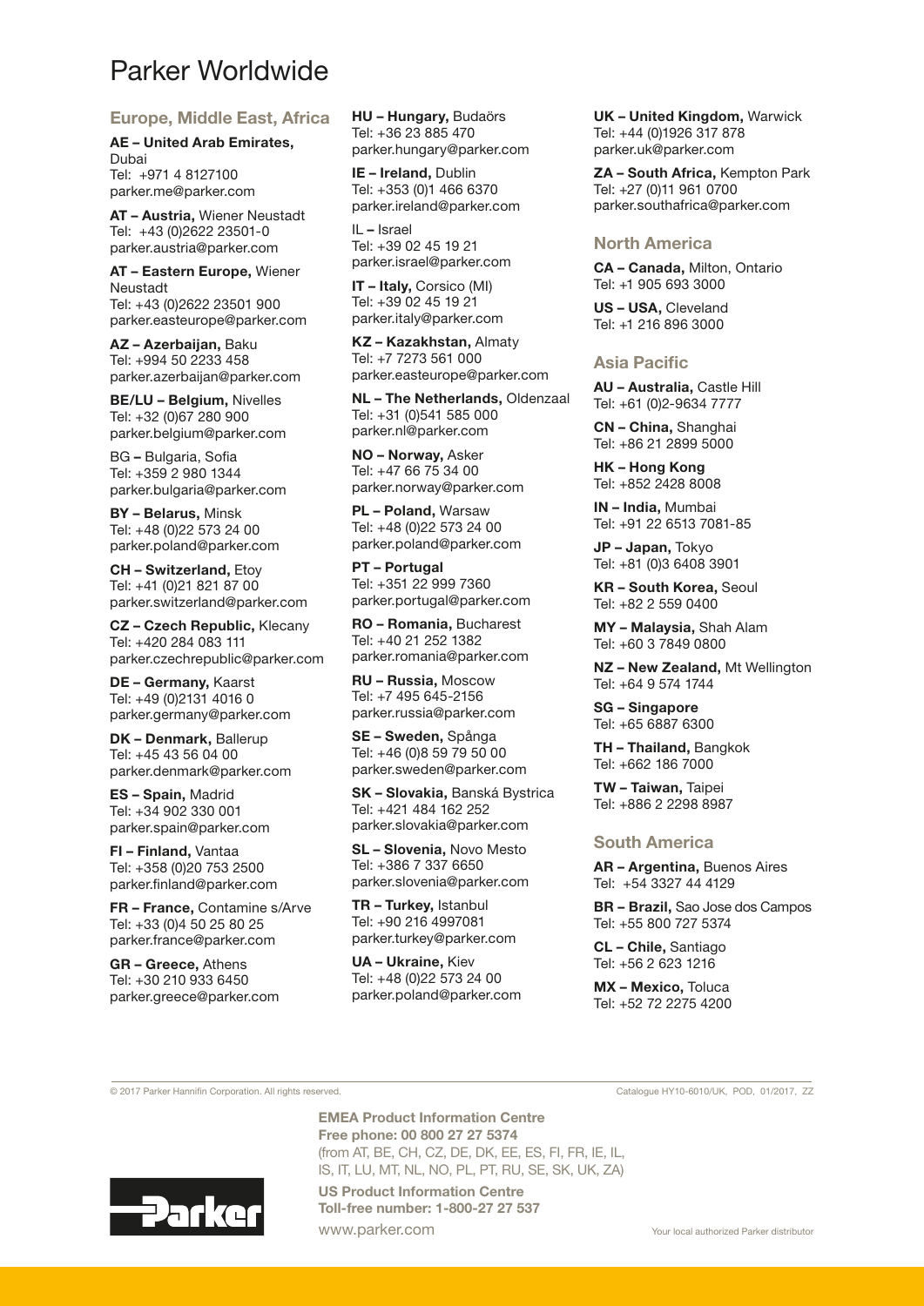# Parker Worldwide

## Europe, Middle East, Africa

**AE – United Arab Emirates,** Dubai
Tel: +971 4 8127100
parker.me@parker.com

**AT – Austria,** Wiener Neustadt
Tel: +43 (0)2622 23501-0
parker.austria@parker.com

**AT – Eastern Europe,** Wiener Neustadt
Tel: +43 (0)2622 23501 900
parker.easteurope@parker.com

**AZ – Azerbaijan,** Baku
Tel: +994 50 2233 458
parker.azerbaijan@parker.com

**BE/LU – Belgium,** Nivelles
Tel: +32 (0)67 280 900
parker.belgium@parker.com

BG **–** Bulgaria, Sofia
Tel: +359 2 980 1344
parker.bulgaria@parker.com

**BY – Belarus,** Minsk
Tel: +48 (0)22 573 24 00
parker.poland@parker.com

**CH – Switzerland,** Etoy
Tel: +41 (0)21 821 87 00
parker.switzerland@parker.com

**CZ – Czech Republic,** Klecany
Tel: +420 284 083 111
parker.czechrepublic@parker.com

**DE – Germany,** Kaarst
Tel: +49 (0)2131 4016 0
parker.germany@parker.com

**DK – Denmark,** Ballerup
Tel: +45 43 56 04 00
parker.denmark@parker.com

**ES – Spain,** Madrid
Tel: +34 902 330 001
parker.spain@parker.com

**FI – Finland,** Vantaa
Tel: +358 (0)20 753 2500
parker.finland@parker.com

**FR – France,** Contamine s/Arve
Tel: +33 (0)4 50 25 80 25
parker.france@parker.com

**GR – Greece,** Athens
Tel: +30 210 933 6450
parker.greece@parker.com

**HU – Hungary,** Budaörs
Tel: +36 23 885 470
parker.hungary@parker.com

**IE – Ireland,** Dublin
Tel: +353 (0)1 466 6370
parker.ireland@parker.com

IL **–** Israel
Tel: +39 02 45 19 21
parker.israel@parker.com

**IT – Italy,** Corsico (MI)
Tel: +39 02 45 19 21
parker.italy@parker.com

**KZ – Kazakhstan,** Almaty
Tel: +7 7273 561 000
parker.easteurope@parker.com

**NL – The Netherlands,** Oldenzaal
Tel: +31 (0)541 585 000
parker.nl@parker.com

**NO – Norway,** Asker
Tel: +47 66 75 34 00
parker.norway@parker.com

**PL – Poland,** Warsaw
Tel: +48 (0)22 573 24 00
parker.poland@parker.com

**PT – Portugal**
Tel: +351 22 999 7360
parker.portugal@parker.com

**RO – Romania,** Bucharest
Tel: +40 21 252 1382
parker.romania@parker.com

**RU – Russia,** Moscow
Tel: +7 495 645-2156
parker.russia@parker.com

**SE – Sweden,** Spånga
Tel: +46 (0)8 59 79 50 00
parker.sweden@parker.com

**SK – Slovakia,** Banská Bystrica
Tel: +421 484 162 252
parker.slovakia@parker.com

**SL – Slovenia,** Novo Mesto
Tel: +386 7 337 6650
parker.slovenia@parker.com

**TR – Turkey,** Istanbul
Tel: +90 216 4997081
parker.turkey@parker.com

**UA – Ukraine,** Kiev
Tel: +48 (0)22 573 24 00
parker.poland@parker.com

**UK – United Kingdom,** Warwick
Tel: +44 (0)1926 317 878
parker.uk@parker.com

**ZA – South Africa,** Kempton Park
Tel: +27 (0)11 961 0700
parker.southafrica@parker.com

## North America

**CA – Canada,** Milton, Ontario
Tel: +1 905 693 3000

**US – USA,** Cleveland
Tel: +1 216 896 3000

## Asia Pacific

**AU – Australia,** Castle Hill
Tel: +61 (0)2-9634 7777

**CN – China,** Shanghai
Tel: +86 21 2899 5000

**HK – Hong Kong**
Tel: +852 2428 8008

**IN – India,** Mumbai
Tel: +91 22 6513 7081-85

**JP – Japan,** Tokyo
Tel: +81 (0)3 6408 3901

**KR – South Korea,** Seoul
Tel: +82 2 559 0400

**MY – Malaysia,** Shah Alam
Tel: +60 3 7849 0800

**NZ – New Zealand,** Mt Wellington
Tel: +64 9 574 1744

**SG – Singapore**
Tel: +65 6887 6300

**TH – Thailand,** Bangkok
Tel: +662 186 7000

**TW – Taiwan,** Taipei
Tel: +886 2 2298 8987

## South America

**AR – Argentina,** Buenos Aires
Tel: +54 3327 44 4129

**BR – Brazil,** Sao Jose dos Campos
Tel: +55 800 727 5374

**CL – Chile,** Santiago
Tel: +56 2 623 1216

**MX – Mexico,** Toluca
Tel: +52 72 2275 4200

© 2017 Parker Hannifin Corporation. All rights reserved.

Catalogue HY10-6010/UK, POD, 01/2017, ZZ

**EMEA Product Information Centre**
**Free phone: 00 800 27 27 5374**
(from AT, BE, CH, CZ, DE, DK, EE, ES, FI, FR, IE, IL, IS, IT, LU, MT, NL, NO, PL, PT, RU, SE, SK, UK, ZA)

**US Product Information Centre**
**Toll-free number: 1-800-27 27 537**

www.parker.com

Your local authorized Parker distributor